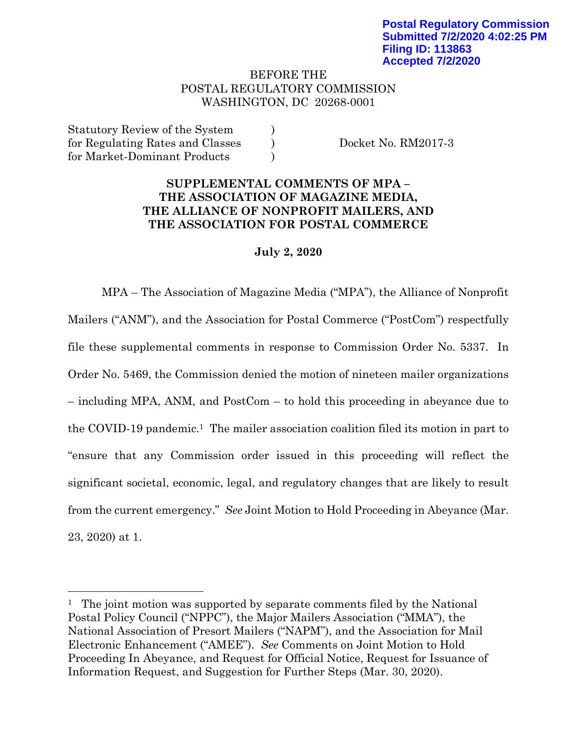Postal Regulatory Commission
Submitted 7/2/2020 4:02:25 PM
Filing ID: 113863
Accepted 7/2/2020

BEFORE THE
POSTAL REGULATORY COMMISSION
WASHINGTON, DC 20268-0001

| | | |
|---|---|---|
| Statutory Review of the System for Regulating Rates and Classes for Market-Dominant Products | ) ) ) | Docket No. RM2017-3 |

**SUPPLEMENTAL COMMENTS OF MPA – THE ASSOCIATION OF MAGAZINE MEDIA, THE ALLIANCE OF NONPROFIT MAILERS, AND THE ASSOCIATION FOR POSTAL COMMERCE**

**July 2, 2020**

MPA – The Association of Magazine Media ("MPA"), the Alliance of Nonprofit Mailers ("ANM"), and the Association for Postal Commerce ("PostCom") respectfully file these supplemental comments in response to Commission Order No. 5337. In Order No. 5469, the Commission denied the motion of nineteen mailer organizations – including MPA, ANM, and PostCom – to hold this proceeding in abeyance due to the COVID-19 pandemic.[1] The mailer association coalition filed its motion in part to "ensure that any Commission order issued in this proceeding will reflect the significant societal, economic, legal, and regulatory changes that are likely to result from the current emergency." *See* Joint Motion to Hold Proceeding in Abeyance (Mar. 23, 2020) at 1.

[1] The joint motion was supported by separate comments filed by the National Postal Policy Council ("NPPC"), the Major Mailers Association ("MMA"), the National Association of Presort Mailers ("NAPM"), and the Association for Mail Electronic Enhancement ("AMEE"). *See* Comments on Joint Motion to Hold Proceeding In Abeyance, and Request for Official Notice, Request for Issuance of Information Request, and Suggestion for Further Steps (Mar. 30, 2020).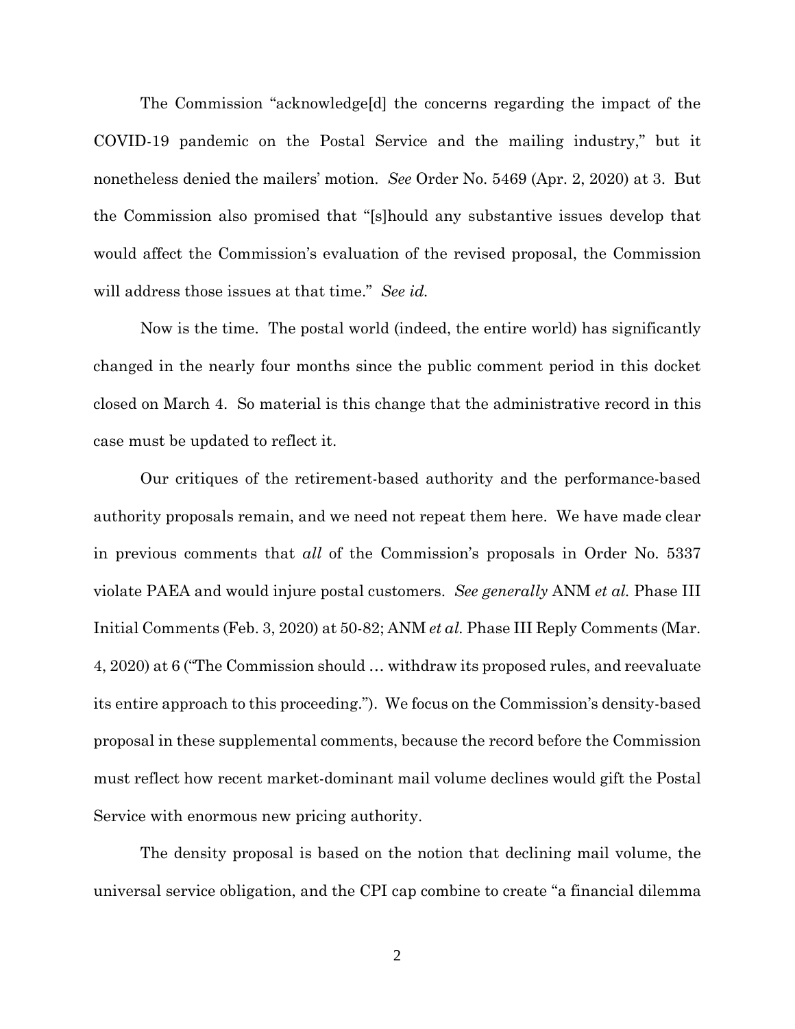The Commission "acknowledge[d] the concerns regarding the impact of the COVID-19 pandemic on the Postal Service and the mailing industry," but it nonetheless denied the mailers' motion. *See* Order No. 5469 (Apr. 2, 2020) at 3. But the Commission also promised that "[s]hould any substantive issues develop that would affect the Commission's evaluation of the revised proposal, the Commission will address those issues at that time." *See id.*

Now is the time. The postal world (indeed, the entire world) has significantly changed in the nearly four months since the public comment period in this docket closed on March 4. So material is this change that the administrative record in this case must be updated to reflect it.

Our critiques of the retirement-based authority and the performance-based authority proposals remain, and we need not repeat them here. We have made clear in previous comments that *all* of the Commission's proposals in Order No. 5337 violate PAEA and would injure postal customers. *See generally* ANM *et al.* Phase III Initial Comments (Feb. 3, 2020) at 50-82; ANM *et al.* Phase III Reply Comments (Mar. 4, 2020) at 6 ("The Commission should … withdraw its proposed rules, and reevaluate its entire approach to this proceeding."). We focus on the Commission's density-based proposal in these supplemental comments, because the record before the Commission must reflect how recent market-dominant mail volume declines would gift the Postal Service with enormous new pricing authority.

The density proposal is based on the notion that declining mail volume, the universal service obligation, and the CPI cap combine to create "a financial dilemma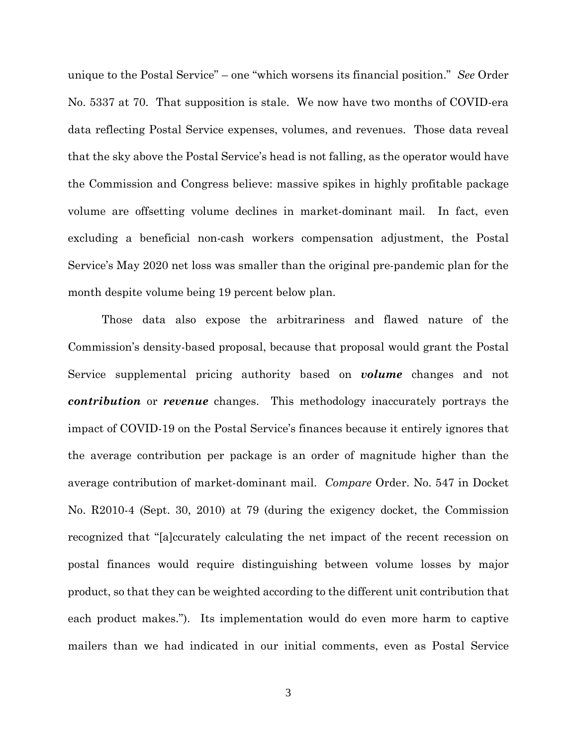unique to the Postal Service" – one "which worsens its financial position." *See* Order No. 5337 at 70. That supposition is stale. We now have two months of COVID-era data reflecting Postal Service expenses, volumes, and revenues. Those data reveal that the sky above the Postal Service's head is not falling, as the operator would have the Commission and Congress believe: massive spikes in highly profitable package volume are offsetting volume declines in market-dominant mail. In fact, even excluding a beneficial non-cash workers compensation adjustment, the Postal Service's May 2020 net loss was smaller than the original pre-pandemic plan for the month despite volume being 19 percent below plan.

Those data also expose the arbitrariness and flawed nature of the Commission's density-based proposal, because that proposal would grant the Postal Service supplemental pricing authority based on ***volume*** changes and not ***contribution*** or ***revenue*** changes. This methodology inaccurately portrays the impact of COVID-19 on the Postal Service's finances because it entirely ignores that the average contribution per package is an order of magnitude higher than the average contribution of market-dominant mail. *Compare* Order. No. 547 in Docket No. R2010-4 (Sept. 30, 2010) at 79 (during the exigency docket, the Commission recognized that "[a]ccurately calculating the net impact of the recent recession on postal finances would require distinguishing between volume losses by major product, so that they can be weighted according to the different unit contribution that each product makes."). Its implementation would do even more harm to captive mailers than we had indicated in our initial comments, even as Postal Service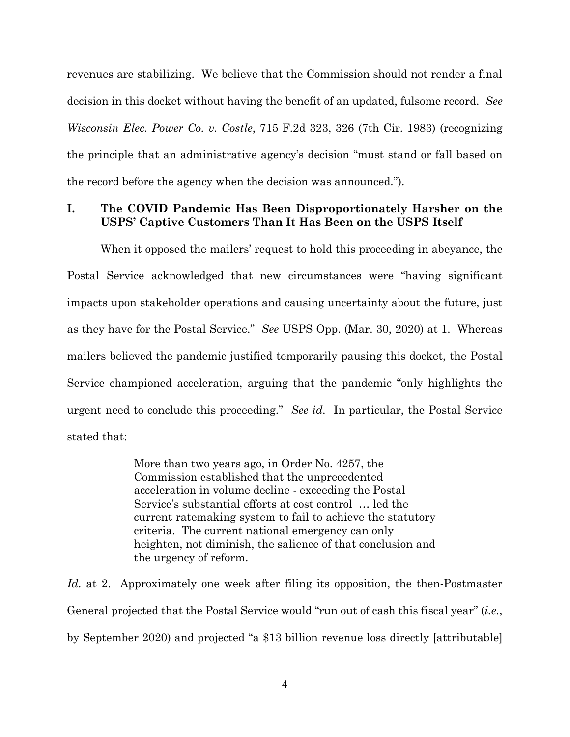revenues are stabilizing. We believe that the Commission should not render a final decision in this docket without having the benefit of an updated, fulsome record. *See Wisconsin Elec. Power Co. v. Costle*, 715 F.2d 323, 326 (7th Cir. 1983) (recognizing the principle that an administrative agency's decision "must stand or fall based on the record before the agency when the decision was announced.").

## I. The COVID Pandemic Has Been Disproportionately Harsher on the USPS' Captive Customers Than It Has Been on the USPS Itself

When it opposed the mailers' request to hold this proceeding in abeyance, the Postal Service acknowledged that new circumstances were "having significant impacts upon stakeholder operations and causing uncertainty about the future, just as they have for the Postal Service." *See* USPS Opp. (Mar. 30, 2020) at 1. Whereas mailers believed the pandemic justified temporarily pausing this docket, the Postal Service championed acceleration, arguing that the pandemic "only highlights the urgent need to conclude this proceeding." *See id.* In particular, the Postal Service stated that:

> More than two years ago, in Order No. 4257, the Commission established that the unprecedented acceleration in volume decline - exceeding the Postal Service's substantial efforts at cost control … led the current ratemaking system to fail to achieve the statutory criteria. The current national emergency can only heighten, not diminish, the salience of that conclusion and the urgency of reform.

*Id.* at 2. Approximately one week after filing its opposition, the then-Postmaster General projected that the Postal Service would "run out of cash this fiscal year" (*i.e.*, by September 2020) and projected "a $13 billion revenue loss directly [attributable]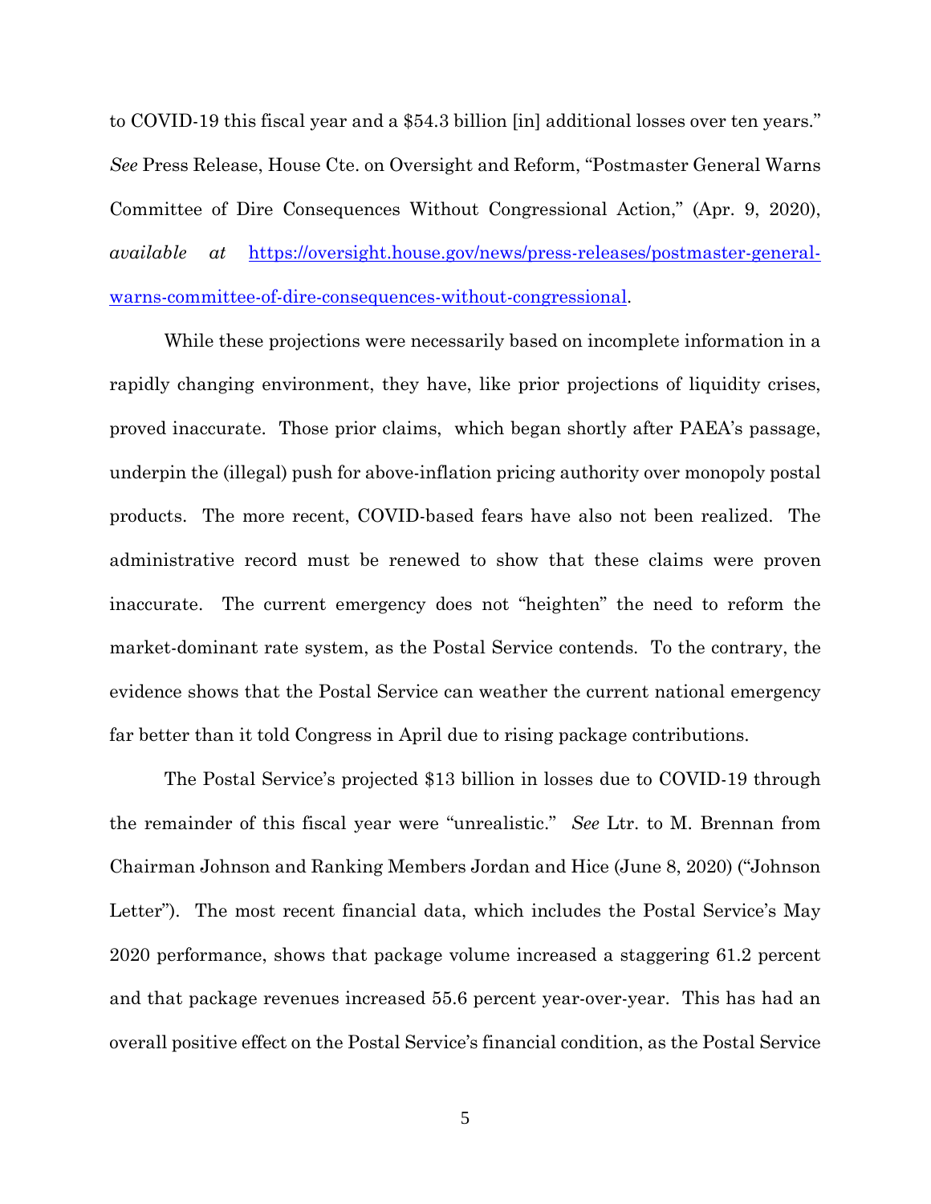to COVID-19 this fiscal year and a $54.3 billion [in] additional losses over ten years." *See* Press Release, House Cte. on Oversight and Reform, "Postmaster General Warns Committee of Dire Consequences Without Congressional Action," (Apr. 9, 2020), *available at* [https://oversight.house.gov/news/press-releases/postmaster-general-warns-committee-of-dire-consequences-without-congressional](https://oversight.house.gov/news/press-releases/postmaster-general-warns-committee-of-dire-consequences-without-congressional).

While these projections were necessarily based on incomplete information in a rapidly changing environment, they have, like prior projections of liquidity crises, proved inaccurate. Those prior claims, which began shortly after PAEA's passage, underpin the (illegal) push for above-inflation pricing authority over monopoly postal products. The more recent, COVID-based fears have also not been realized. The administrative record must be renewed to show that these claims were proven inaccurate. The current emergency does not "heighten" the need to reform the market-dominant rate system, as the Postal Service contends. To the contrary, the evidence shows that the Postal Service can weather the current national emergency far better than it told Congress in April due to rising package contributions.

The Postal Service's projected $13 billion in losses due to COVID-19 through the remainder of this fiscal year were "unrealistic." *See* Ltr. to M. Brennan from Chairman Johnson and Ranking Members Jordan and Hice (June 8, 2020) ("Johnson Letter"). The most recent financial data, which includes the Postal Service's May 2020 performance, shows that package volume increased a staggering 61.2 percent and that package revenues increased 55.6 percent year-over-year. This has had an overall positive effect on the Postal Service's financial condition, as the Postal Service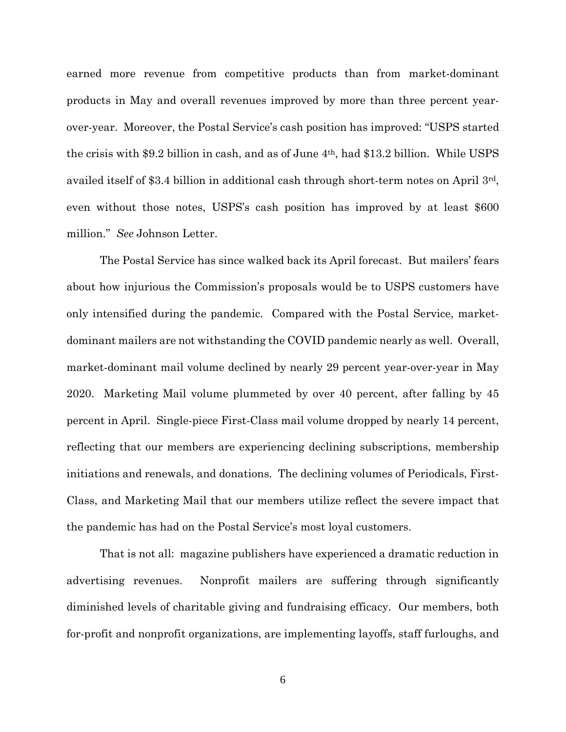earned more revenue from competitive products than from market-dominant products in May and overall revenues improved by more than three percent year-over-year. Moreover, the Postal Service's cash position has improved: "USPS started the crisis with \$9.2 billion in cash, and as of June 4th, had \$13.2 billion. While USPS availed itself of \$3.4 billion in additional cash through short-term notes on April 3rd, even without those notes, USPS's cash position has improved by at least \$600 million." *See* Johnson Letter.

The Postal Service has since walked back its April forecast. But mailers' fears about how injurious the Commission's proposals would be to USPS customers have only intensified during the pandemic. Compared with the Postal Service, market-dominant mailers are not withstanding the COVID pandemic nearly as well. Overall, market-dominant mail volume declined by nearly 29 percent year-over-year in May 2020. Marketing Mail volume plummeted by over 40 percent, after falling by 45 percent in April. Single-piece First-Class mail volume dropped by nearly 14 percent, reflecting that our members are experiencing declining subscriptions, membership initiations and renewals, and donations. The declining volumes of Periodicals, First-Class, and Marketing Mail that our members utilize reflect the severe impact that the pandemic has had on the Postal Service's most loyal customers.

That is not all: magazine publishers have experienced a dramatic reduction in advertising revenues. Nonprofit mailers are suffering through significantly diminished levels of charitable giving and fundraising efficacy. Our members, both for-profit and nonprofit organizations, are implementing layoffs, staff furloughs, and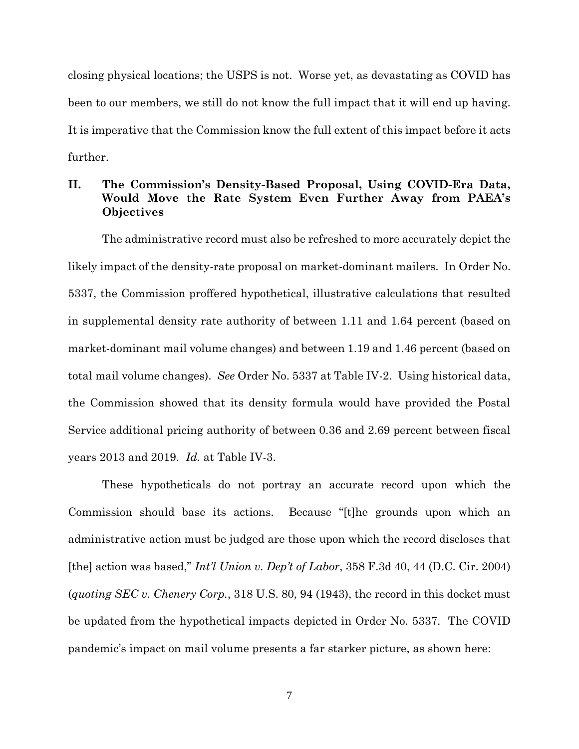closing physical locations; the USPS is not. Worse yet, as devastating as COVID has been to our members, we still do not know the full impact that it will end up having. It is imperative that the Commission know the full extent of this impact before it acts further.

## II. The Commission's Density-Based Proposal, Using COVID-Era Data, Would Move the Rate System Even Further Away from PAEA's Objectives

The administrative record must also be refreshed to more accurately depict the likely impact of the density-rate proposal on market-dominant mailers. In Order No. 5337, the Commission proffered hypothetical, illustrative calculations that resulted in supplemental density rate authority of between 1.11 and 1.64 percent (based on market-dominant mail volume changes) and between 1.19 and 1.46 percent (based on total mail volume changes). *See* Order No. 5337 at Table IV-2. Using historical data, the Commission showed that its density formula would have provided the Postal Service additional pricing authority of between 0.36 and 2.69 percent between fiscal years 2013 and 2019. *Id.* at Table IV-3.

These hypotheticals do not portray an accurate record upon which the Commission should base its actions. Because "[t]he grounds upon which an administrative action must be judged are those upon which the record discloses that [the] action was based," *Int'l Union v. Dep't of Labor*, 358 F.3d 40, 44 (D.C. Cir. 2004) (*quoting SEC v. Chenery Corp.*, 318 U.S. 80, 94 (1943), the record in this docket must be updated from the hypothetical impacts depicted in Order No. 5337. The COVID pandemic's impact on mail volume presents a far starker picture, as shown here: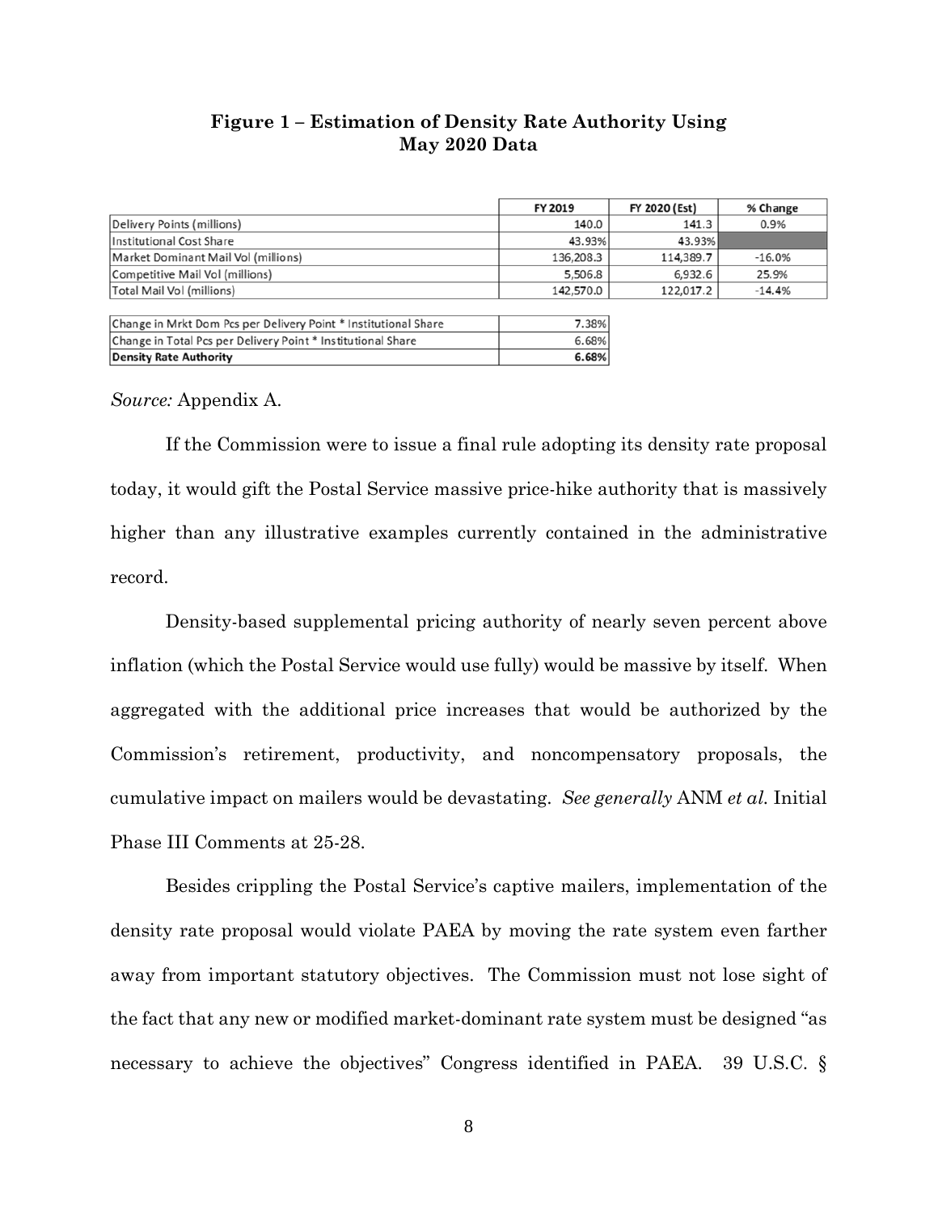**Figure 1 – Estimation of Density Rate Authority Using May 2020 Data**

| | FY 2019 | FY 2020 (Est) | % Change |
|---|---|---|---|
| Delivery Points (millions) | 140.0 | 141.3 | 0.9% |
| Institutional Cost Share | 43.93% | 43.93% | |
| Market Dominant Mail Vol (millions) | 136,208.3 | 114,389.7 | -16.0% |
| Competitive Mail Vol (millions) | 5,506.8 | 6,932.6 | 25.9% |
| Total Mail Vol (millions) | 142,570.0 | 122,017.2 | -14.4% |

| | |
|---|---|
| Change in Mrkt Dom Pcs per Delivery Point * Institutional Share | 7.38% |
| Change in Total Pcs per Delivery Point * Institutional Share | 6.68% |
| **Density Rate Authority** | **6.68%** |

*Source:* Appendix A.

If the Commission were to issue a final rule adopting its density rate proposal today, it would gift the Postal Service massive price-hike authority that is massively higher than any illustrative examples currently contained in the administrative record.

Density-based supplemental pricing authority of nearly seven percent above inflation (which the Postal Service would use fully) would be massive by itself. When aggregated with the additional price increases that would be authorized by the Commission's retirement, productivity, and noncompensatory proposals, the cumulative impact on mailers would be devastating. *See generally* ANM *et al.* Initial Phase III Comments at 25-28.

Besides crippling the Postal Service's captive mailers, implementation of the density rate proposal would violate PAEA by moving the rate system even farther away from important statutory objectives. The Commission must not lose sight of the fact that any new or modified market-dominant rate system must be designed "as necessary to achieve the objectives" Congress identified in PAEA. 39 U.S.C. §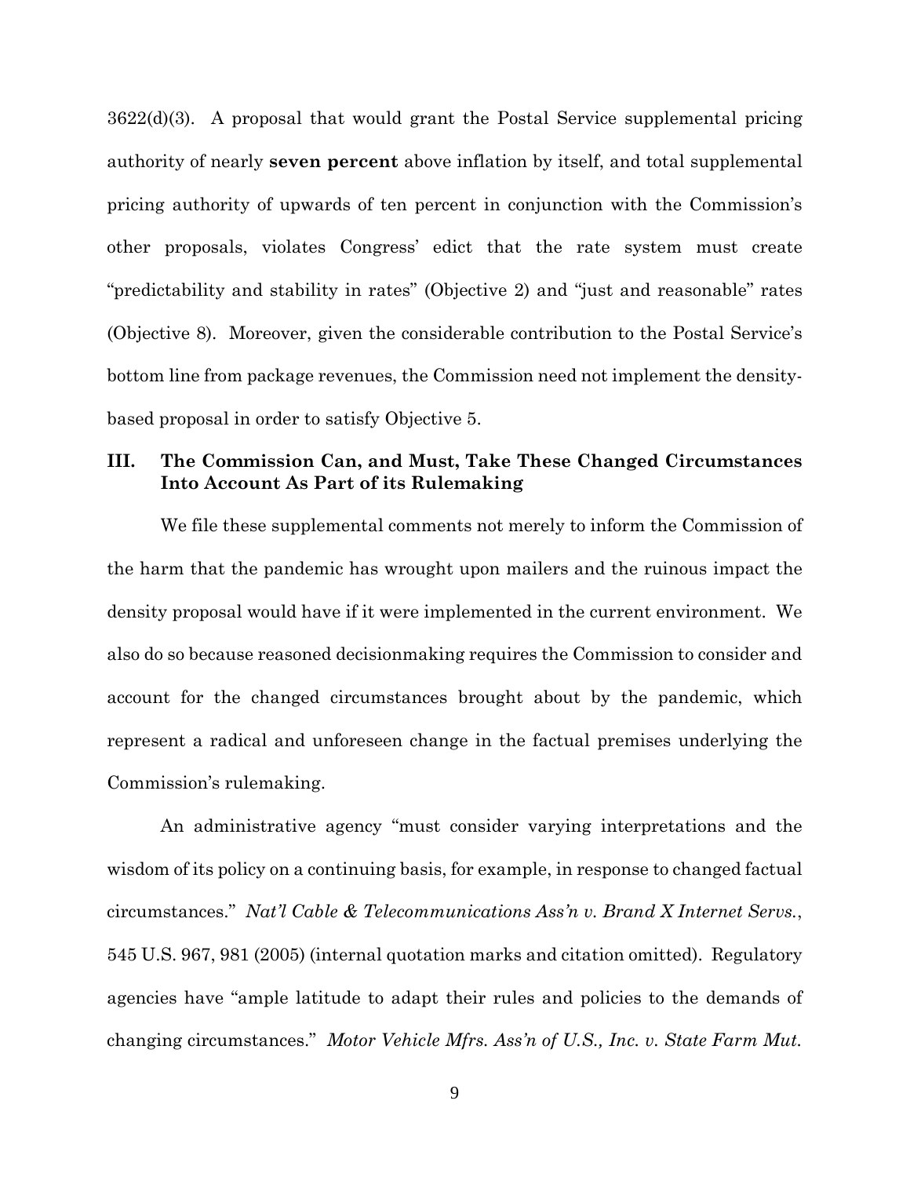3622(d)(3). A proposal that would grant the Postal Service supplemental pricing authority of nearly **seven percent** above inflation by itself, and total supplemental pricing authority of upwards of ten percent in conjunction with the Commission's other proposals, violates Congress' edict that the rate system must create "predictability and stability in rates" (Objective 2) and "just and reasonable" rates (Objective 8). Moreover, given the considerable contribution to the Postal Service's bottom line from package revenues, the Commission need not implement the density-based proposal in order to satisfy Objective 5.

## III. The Commission Can, and Must, Take These Changed Circumstances Into Account As Part of its Rulemaking

We file these supplemental comments not merely to inform the Commission of the harm that the pandemic has wrought upon mailers and the ruinous impact the density proposal would have if it were implemented in the current environment. We also do so because reasoned decisionmaking requires the Commission to consider and account for the changed circumstances brought about by the pandemic, which represent a radical and unforeseen change in the factual premises underlying the Commission's rulemaking.

An administrative agency "must consider varying interpretations and the wisdom of its policy on a continuing basis, for example, in response to changed factual circumstances." *Nat'l Cable & Telecommunications Ass'n v. Brand X Internet Servs.*, 545 U.S. 967, 981 (2005) (internal quotation marks and citation omitted). Regulatory agencies have "ample latitude to adapt their rules and policies to the demands of changing circumstances." *Motor Vehicle Mfrs. Ass'n of U.S., Inc. v. State Farm Mut.*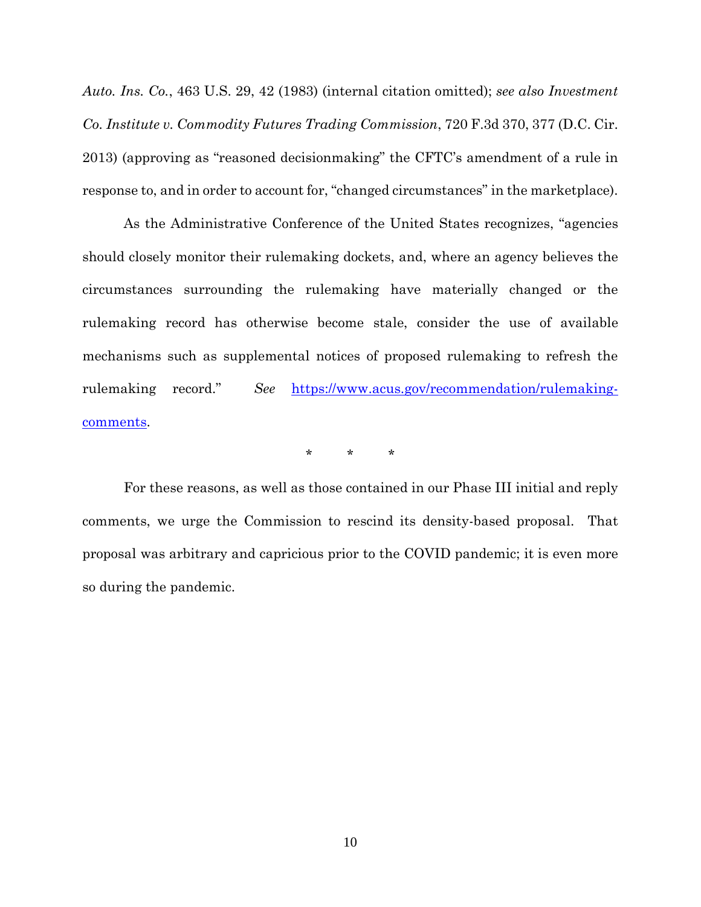*Auto. Ins. Co.*, 463 U.S. 29, 42 (1983) (internal citation omitted); *see also Investment Co. Institute v. Commodity Futures Trading Commission*, 720 F.3d 370, 377 (D.C. Cir. 2013) (approving as "reasoned decisionmaking" the CFTC's amendment of a rule in response to, and in order to account for, "changed circumstances" in the marketplace).

As the Administrative Conference of the United States recognizes, "agencies should closely monitor their rulemaking dockets, and, where an agency believes the circumstances surrounding the rulemaking have materially changed or the rulemaking record has otherwise become stale, consider the use of available mechanisms such as supplemental notices of proposed rulemaking to refresh the rulemaking record." *See* [https://www.acus.gov/recommendation/rulemaking-comments](https://www.acus.gov/recommendation/rulemaking-comments).

\* \* \*

For these reasons, as well as those contained in our Phase III initial and reply comments, we urge the Commission to rescind its density-based proposal. That proposal was arbitrary and capricious prior to the COVID pandemic; it is even more so during the pandemic.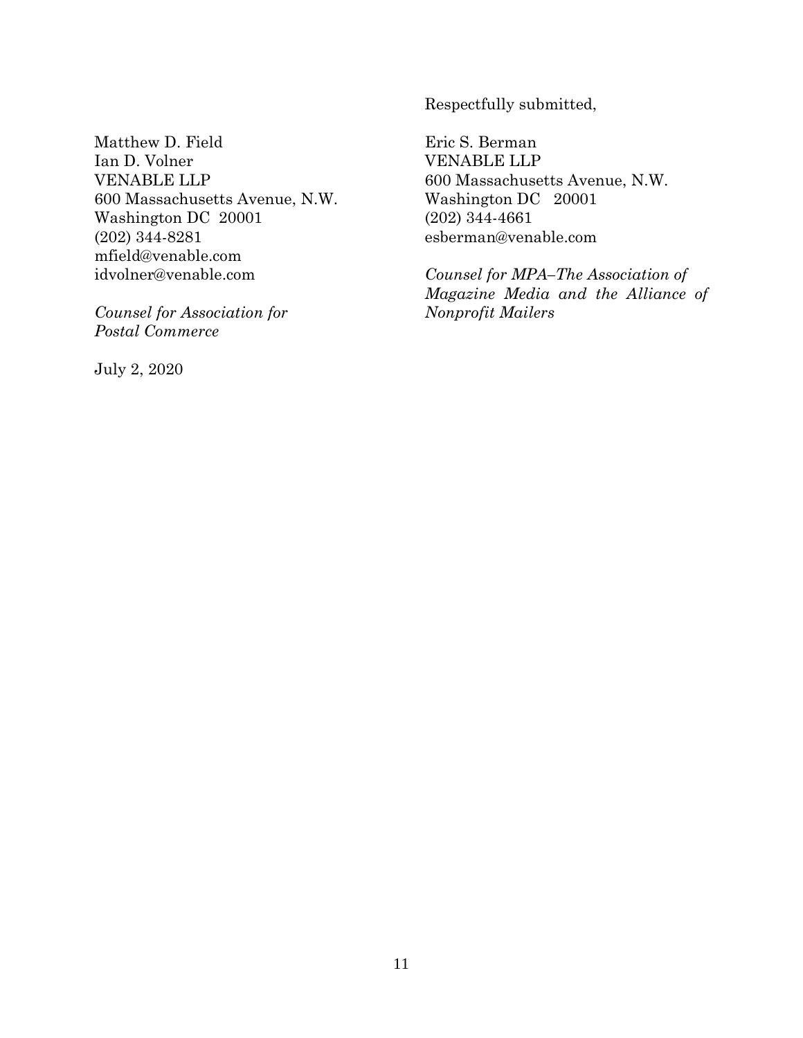Respectfully submitted,

Matthew D. Field
Ian D. Volner
VENABLE LLP
600 Massachusetts Avenue, N.W.
Washington DC 20001
(202) 344-8281
mfield@venable.com
idvolner@venable.com

*Counsel for Association for Postal Commerce*

Eric S. Berman
VENABLE LLP
600 Massachusetts Avenue, N.W.
Washington DC 20001
(202) 344-4661
esberman@venable.com

*Counsel for MPA–The Association of Magazine Media and the Alliance of Nonprofit Mailers*

July 2, 2020